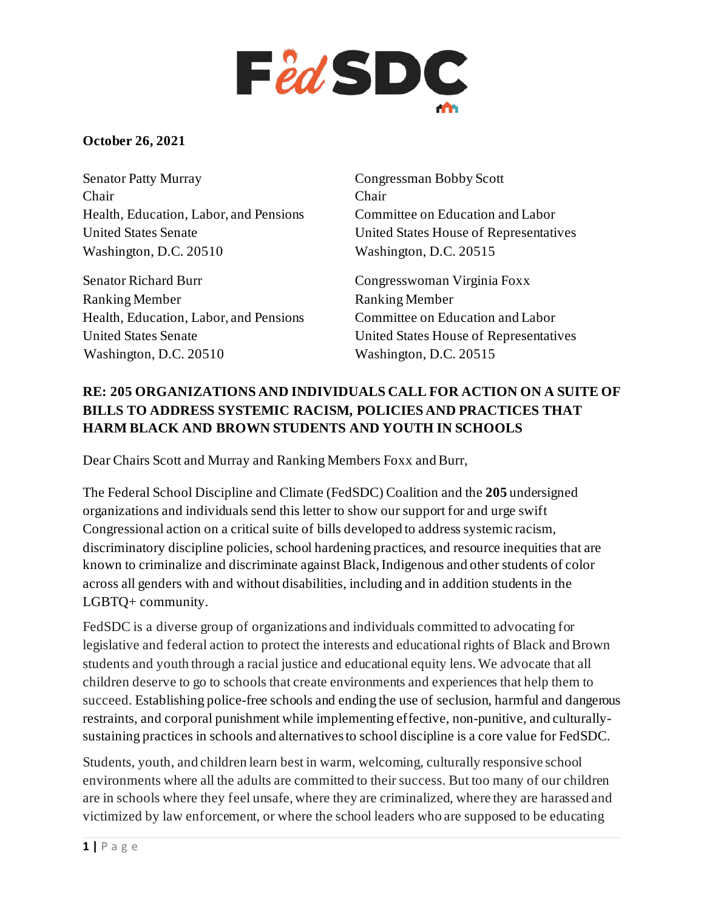**October 26, 2021**

Senator Patty Murray
Chair
Health, Education, Labor, and Pensions
United States Senate
Washington, D.C. 20510

Senator Richard Burr
Ranking Member
Health, Education, Labor, and Pensions
United States Senate
Washington, D.C. 20510

Congressman Bobby Scott
Chair
Committee on Education and Labor
United States House of Representatives
Washington, D.C. 20515

Congresswoman Virginia Foxx
Ranking Member
Committee on Education and Labor
United States House of Representatives
Washington, D.C. 20515

**RE: 205 ORGANIZATIONS AND INDIVIDUALS CALL FOR ACTION ON A SUITE OF BILLS TO ADDRESS SYSTEMIC RACISM, POLICIES AND PRACTICES THAT HARM BLACK AND BROWN STUDENTS AND YOUTH IN SCHOOLS**

Dear Chairs Scott and Murray and Ranking Members Foxx and Burr,

The Federal School Discipline and Climate (FedSDC) Coalition and the **205** undersigned organizations and individuals send this letter to show our support for and urge swift Congressional action on a critical suite of bills developed to address systemic racism, discriminatory discipline policies, school hardening practices, and resource inequities that are known to criminalize and discriminate against Black, Indigenous and other students of color across all genders with and without disabilities, including and in addition students in the LGBTQ+ community.

FedSDC is a diverse group of organizations and individuals committed to advocating for legislative and federal action to protect the interests and educational rights of Black and Brown students and youth through a racial justice and educational equity lens. We advocate that all children deserve to go to schools that create environments and experiences that help them to succeed. Establishing police-free schools and ending the use of seclusion, harmful and dangerous restraints, and corporal punishment while implementing effective, non-punitive, and culturally-sustaining practices in schools and alternatives to school discipline is a core value for FedSDC.

Students, youth, and children learn best in warm, welcoming, culturally responsive school environments where all the adults are committed to their success. But too many of our children are in schools where they feel unsafe, where they are criminalized, where they are harassed and victimized by law enforcement, or where the school leaders who are supposed to be educating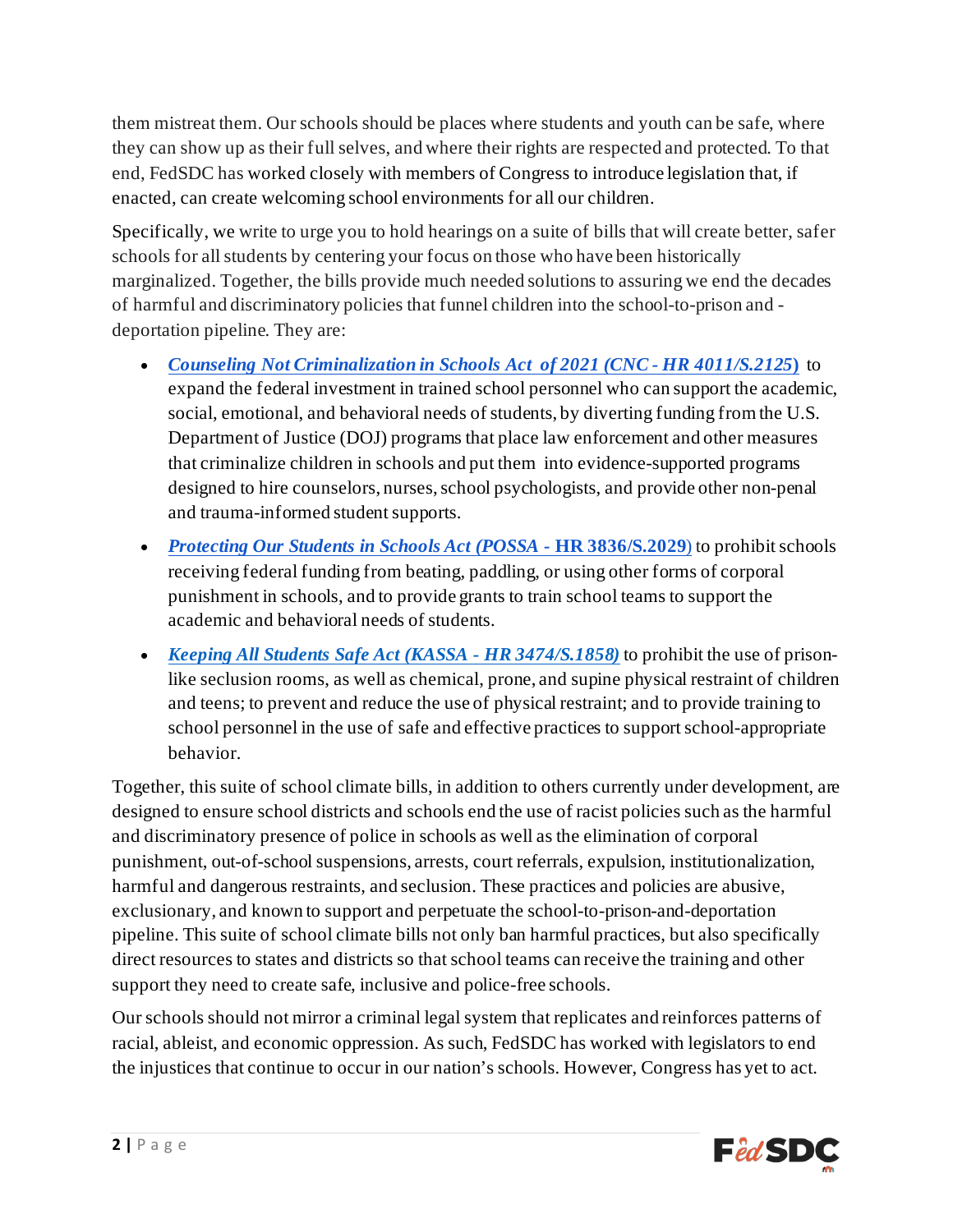them mistreat them. Our schools should be places where students and youth can be safe, where they can show up as their full selves, and where their rights are respected and protected. To that end, FedSDC has worked closely with members of Congress to introduce legislation that, if enacted, can create welcoming school environments for all our children.

Specifically, we write to urge you to hold hearings on a suite of bills that will create better, safer schools for all students by centering your focus on those who have been historically marginalized. Together, the bills provide much needed solutions to assuring we end the decades of harmful and discriminatory policies that funnel children into the school-to-prison and -deportation pipeline. They are:

- ***Counseling Not Criminalization in Schools Act of 2021 (CNC - HR 4011/S.2125)*** to expand the federal investment in trained school personnel who can support the academic, social, emotional, and behavioral needs of students, by diverting funding from the U.S. Department of Justice (DOJ) programs that place law enforcement and other measures that criminalize children in schools and put them into evidence-supported programs designed to hire counselors, nurses, school psychologists, and provide other non-penal and trauma-informed student supports.
- ***Protecting Our Students in Schools Act (POSSA -* HR 3836/S.2029)** to prohibit schools receiving federal funding from beating, paddling, or using other forms of corporal punishment in schools, and to provide grants to train school teams to support the academic and behavioral needs of students.
- ***Keeping All Students Safe Act (KASSA - HR 3474/S.1858)*** to prohibit the use of prison-like seclusion rooms, as well as chemical, prone, and supine physical restraint of children and teens; to prevent and reduce the use of physical restraint; and to provide training to school personnel in the use of safe and effective practices to support school-appropriate behavior.

Together, this suite of school climate bills, in addition to others currently under development, are designed to ensure school districts and schools end the use of racist policies such as the harmful and discriminatory presence of police in schools as well as the elimination of corporal punishment, out-of-school suspensions, arrests, court referrals, expulsion, institutionalization, harmful and dangerous restraints, and seclusion. These practices and policies are abusive, exclusionary, and known to support and perpetuate the school-to-prison-and-deportation pipeline. This suite of school climate bills not only ban harmful practices, but also specifically direct resources to states and districts so that school teams can receive the training and other support they need to create safe, inclusive and police-free schools.

Our schools should not mirror a criminal legal system that replicates and reinforces patterns of racial, ableist, and economic oppression. As such, FedSDC has worked with legislators to end the injustices that continue to occur in our nation's schools. However, Congress has yet to act.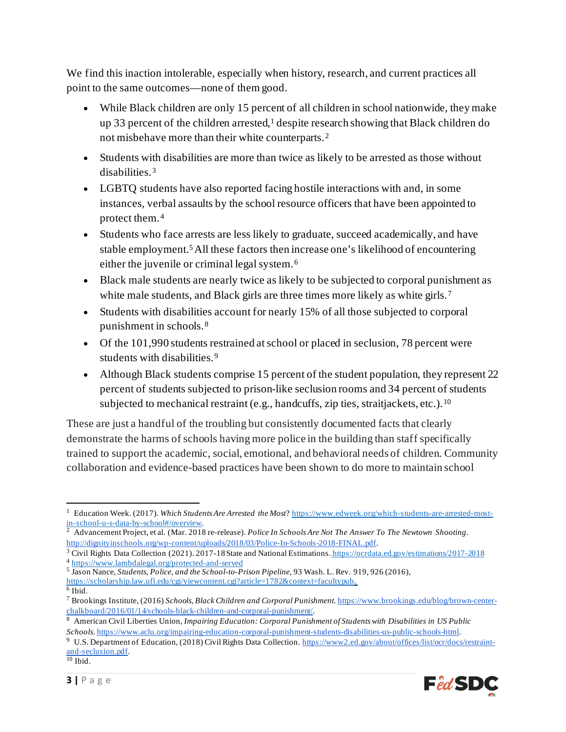We find this inaction intolerable, especially when history, research, and current practices all point to the same outcomes—none of them good.

- While Black children are only 15 percent of all children in school nationwide, they make up 33 percent of the children arrested,[1] despite research showing that Black children do not misbehave more than their white counterparts.[2]
- Students with disabilities are more than twice as likely to be arrested as those without disabilities.[3]
- LGBTQ students have also reported facing hostile interactions with and, in some instances, verbal assaults by the school resource officers that have been appointed to protect them.[4]
- Students who face arrests are less likely to graduate, succeed academically, and have stable employment.[5] All these factors then increase one's likelihood of encountering either the juvenile or criminal legal system.[6]
- Black male students are nearly twice as likely to be subjected to corporal punishment as white male students, and Black girls are three times more likely as white girls.[7]
- Students with disabilities account for nearly 15% of all those subjected to corporal punishment in schools.[8]
- Of the 101,990 students restrained at school or placed in seclusion, 78 percent were students with disabilities.[9]
- Although Black students comprise 15 percent of the student population, they represent 22 percent of students subjected to prison-like seclusion rooms and 34 percent of students subjected to mechanical restraint (e.g., handcuffs, zip ties, straitjackets, etc.).[10]

These are just a handful of the troubling but consistently documented facts that clearly demonstrate the harms of schools having more police in the building than staff specifically trained to support the academic, social, emotional, and behavioral needs of children. Community collaboration and evidence-based practices have been shown to do more to maintain school

---

[1] Education Week. (2017). *Which Students Are Arrested the Most*? https://www.edweek.org/which-students-are-arrested-most-in-school-u-s-data-by-school#/overview.

[2] Advancement Project, et al. (Mar. 2018 re-release). *Police In Schools Are Not The Answer To The Newtown Shooting*. http://dignityinschools.org/wp-content/uploads/2018/03/Police-In-Schools-2018-FINAL.pdf.

[3] Civil Rights Data Collection (2021). 2017-18 State and National Estimations. https://ocrdata.ed.gov/estimations/2017-2018

[4] https://www.lambdalegal.org/protected-and-served

[5] Jason Nance, *Students, Police, and the School-to-Prison Pipeline*, 93 Wash. L. Rev. 919, 926 (2016), https://scholarship.law.ufl.edu/cgi/viewcontent.cgi?article=1782&context=facultypub.

[6] Ibid.

[7] Brookings Institute, (2016) *Schools, Black Children and Corporal Punishment*. https://www.brookings.edu/blog/brown-center-chalkboard/2016/01/14/schools-black-children-and-corporal-punishment/.

[8] American Civil Liberties Union, *Impairing Education: Corporal Punishment of Students with Disabilities in US Public Schools*. https://www.aclu.org/impairing-education-corporal-punishment-students-disabilities-us-public-schools-html.

[9] U.S. Department of Education, (2018) Civil Rights Data Collection. https://www2.ed.gov/about/offices/list/ocr/docs/restraint-and-seclusion.pdf.

[10] Ibid.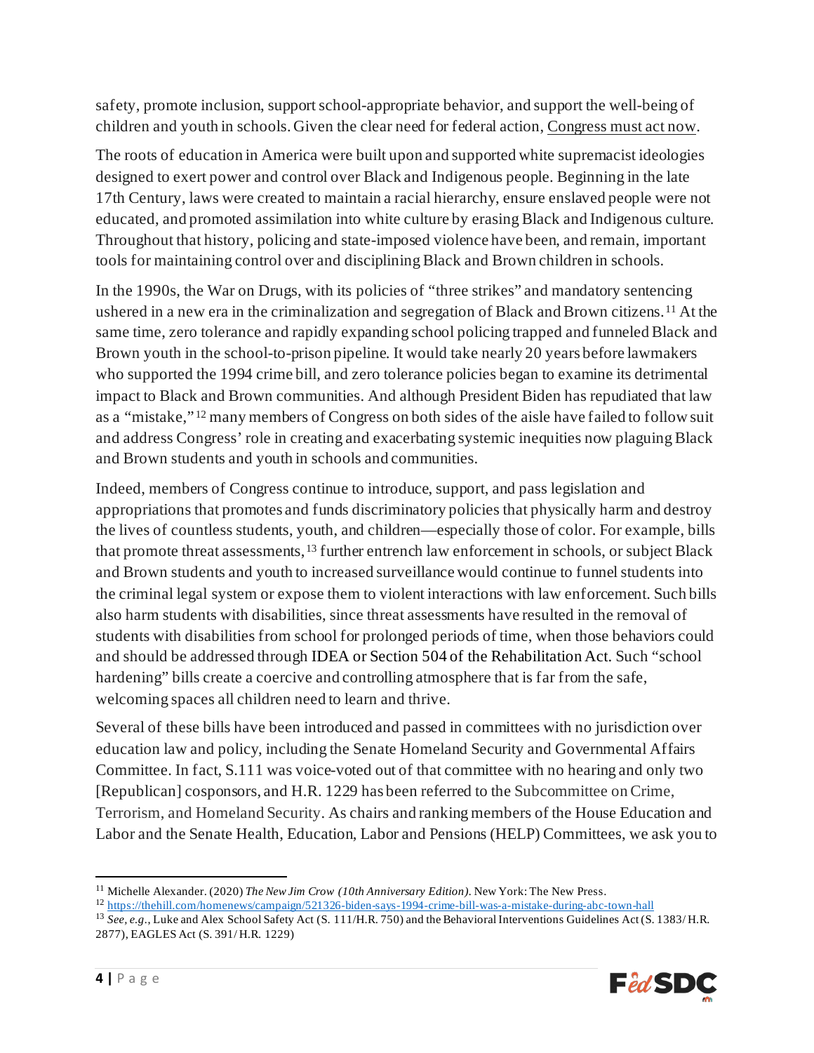safety, promote inclusion, support school-appropriate behavior, and support the well-being of children and youth in schools. Given the clear need for federal action, Congress must act now.

The roots of education in America were built upon and supported white supremacist ideologies designed to exert power and control over Black and Indigenous people. Beginning in the late 17th Century, laws were created to maintain a racial hierarchy, ensure enslaved people were not educated, and promoted assimilation into white culture by erasing Black and Indigenous culture. Throughout that history, policing and state-imposed violence have been, and remain, important tools for maintaining control over and disciplining Black and Brown children in schools.

In the 1990s, the War on Drugs, with its policies of "three strikes" and mandatory sentencing ushered in a new era in the criminalization and segregation of Black and Brown citizens.[11] At the same time, zero tolerance and rapidly expanding school policing trapped and funneled Black and Brown youth in the school-to-prison pipeline. It would take nearly 20 years before lawmakers who supported the 1994 crime bill, and zero tolerance policies began to examine its detrimental impact to Black and Brown communities. And although President Biden has repudiated that law as a "mistake,"[12] many members of Congress on both sides of the aisle have failed to follow suit and address Congress' role in creating and exacerbating systemic inequities now plaguing Black and Brown students and youth in schools and communities.

Indeed, members of Congress continue to introduce, support, and pass legislation and appropriations that promotes and funds discriminatory policies that physically harm and destroy the lives of countless students, youth, and children—especially those of color. For example, bills that promote threat assessments,[13] further entrench law enforcement in schools, or subject Black and Brown students and youth to increased surveillance would continue to funnel students into the criminal legal system or expose them to violent interactions with law enforcement. Such bills also harm students with disabilities, since threat assessments have resulted in the removal of students with disabilities from school for prolonged periods of time, when those behaviors could and should be addressed through IDEA or Section 504 of the Rehabilitation Act. Such "school hardening" bills create a coercive and controlling atmosphere that is far from the safe, welcoming spaces all children need to learn and thrive.

Several of these bills have been introduced and passed in committees with no jurisdiction over education law and policy, including the Senate Homeland Security and Governmental Affairs Committee. In fact, S.111 was voice-voted out of that committee with no hearing and only two [Republican] cosponsors, and H.R. 1229 has been referred to the Subcommittee on Crime, Terrorism, and Homeland Security. As chairs and ranking members of the House Education and Labor and the Senate Health, Education, Labor and Pensions (HELP) Committees, we ask you to

---

[11] Michelle Alexander. (2020) *The New Jim Crow (10th Anniversary Edition)*. New York: The New Press.

[12] https://thehill.com/homenews/campaign/521326-biden-says-1994-crime-bill-was-a-mistake-during-abc-town-hall

[13] *See, e.g.*, Luke and Alex School Safety Act (S. 111/H.R. 750) and the Behavioral Interventions Guidelines Act (S. 1383/ H.R. 2877), EAGLES Act (S. 391/ H.R. 1229)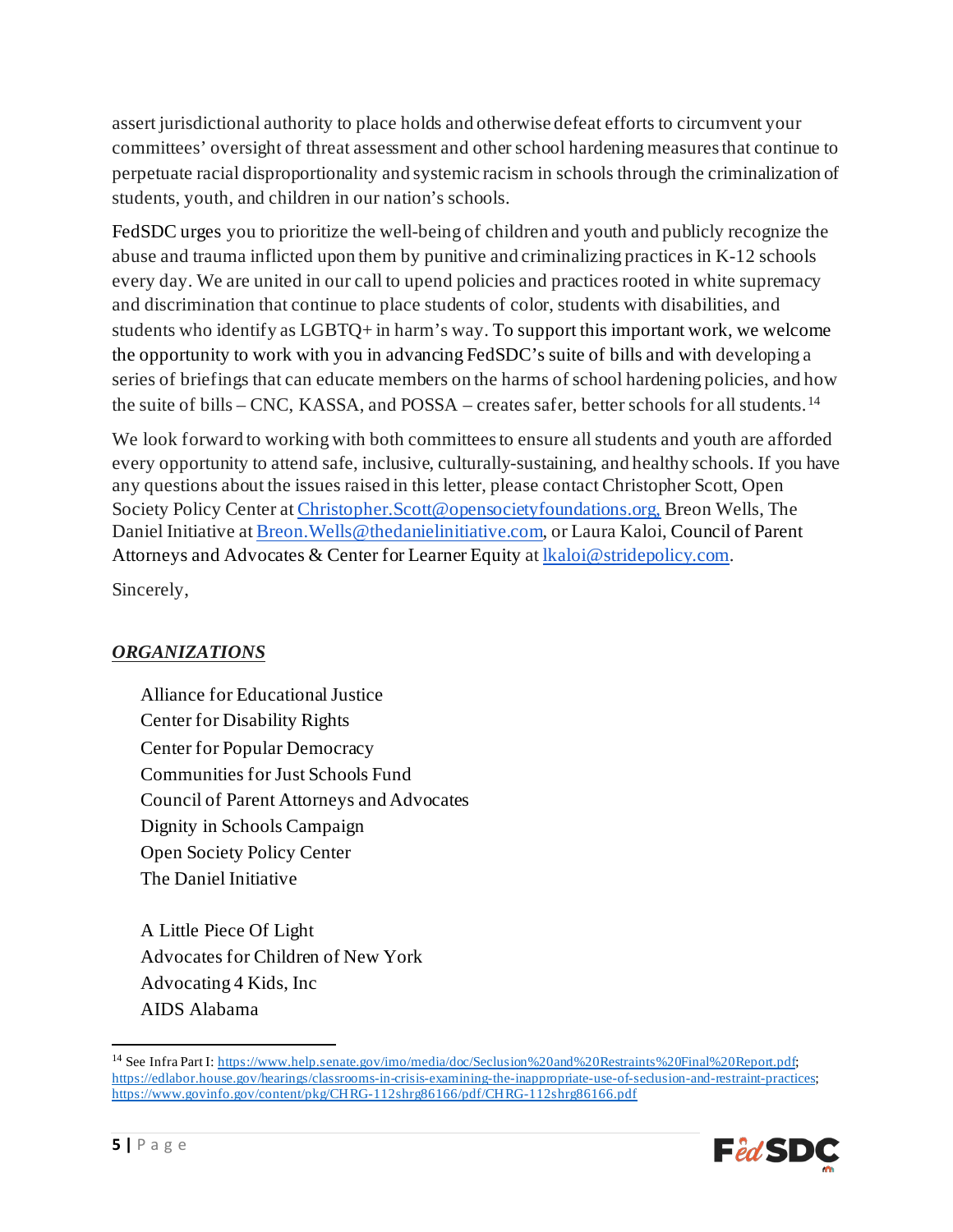assert jurisdictional authority to place holds and otherwise defeat efforts to circumvent your committees' oversight of threat assessment and other school hardening measures that continue to perpetuate racial disproportionality and systemic racism in schools through the criminalization of students, youth, and children in our nation's schools.

FedSDC urges you to prioritize the well-being of children and youth and publicly recognize the abuse and trauma inflicted upon them by punitive and criminalizing practices in K-12 schools every day. We are united in our call to upend policies and practices rooted in white supremacy and discrimination that continue to place students of color, students with disabilities, and students who identify as LGBTQ+ in harm's way. To support this important work, we welcome the opportunity to work with you in advancing FedSDC's suite of bills and with developing a series of briefings that can educate members on the harms of school hardening policies, and how the suite of bills – CNC, KASSA, and POSSA – creates safer, better schools for all students.[14]

We look forward to working with both committees to ensure all students and youth are afforded every opportunity to attend safe, inclusive, culturally-sustaining, and healthy schools. If you have any questions about the issues raised in this letter, please contact Christopher Scott, Open Society Policy Center at Christopher.Scott@opensocietyfoundations.org, Breon Wells, The Daniel Initiative at Breon.Wells@thedanielinitiative.com, or Laura Kaloi, Council of Parent Attorneys and Advocates & Center for Learner Equity at lkaloi@stridepolicy.com.

Sincerely,

***ORGANIZATIONS***

Alliance for Educational Justice
Center for Disability Rights
Center for Popular Democracy
Communities for Just Schools Fund
Council of Parent Attorneys and Advocates
Dignity in Schools Campaign
Open Society Policy Center
The Daniel Initiative

A Little Piece Of Light
Advocates for Children of New York
Advocating 4 Kids, Inc
AIDS Alabama

---

[14] See Infra Part I: https://www.help.senate.gov/imo/media/doc/Seclusion%20and%20Restraints%20Final%20Report.pdf; https://edlabor.house.gov/hearings/classrooms-in-crisis-examining-the-inappropriate-use-of-seclusion-and-restraint-practices; https://www.govinfo.gov/content/pkg/CHRG-112shrg86166/pdf/CHRG-112shrg86166.pdf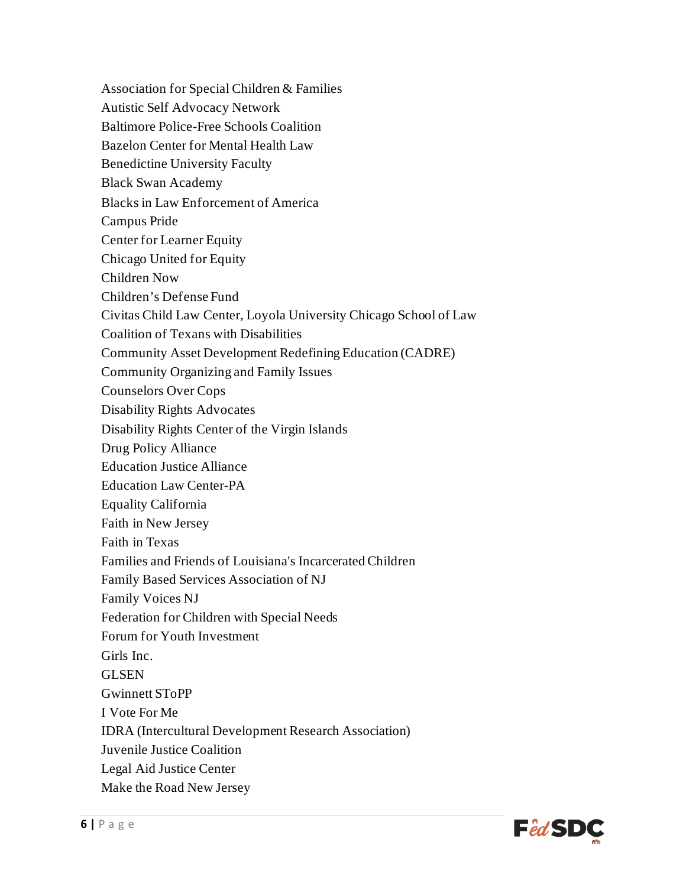Association for Special Children & Families
Autistic Self Advocacy Network
Baltimore Police-Free Schools Coalition
Bazelon Center for Mental Health Law
Benedictine University Faculty
Black Swan Academy
Blacks in Law Enforcement of America
Campus Pride
Center for Learner Equity
Chicago United for Equity
Children Now
Children's Defense Fund
Civitas Child Law Center, Loyola University Chicago School of Law
Coalition of Texans with Disabilities
Community Asset Development Redefining Education (CADRE)
Community Organizing and Family Issues
Counselors Over Cops
Disability Rights Advocates
Disability Rights Center of the Virgin Islands
Drug Policy Alliance
Education Justice Alliance
Education Law Center-PA
Equality California
Faith in New Jersey
Faith in Texas
Families and Friends of Louisiana's Incarcerated Children
Family Based Services Association of NJ
Family Voices NJ
Federation for Children with Special Needs
Forum for Youth Investment
Girls Inc.
GLSEN
Gwinnett SToPP
I Vote For Me
IDRA (Intercultural Development Research Association)
Juvenile Justice Coalition
Legal Aid Justice Center
Make the Road New Jersey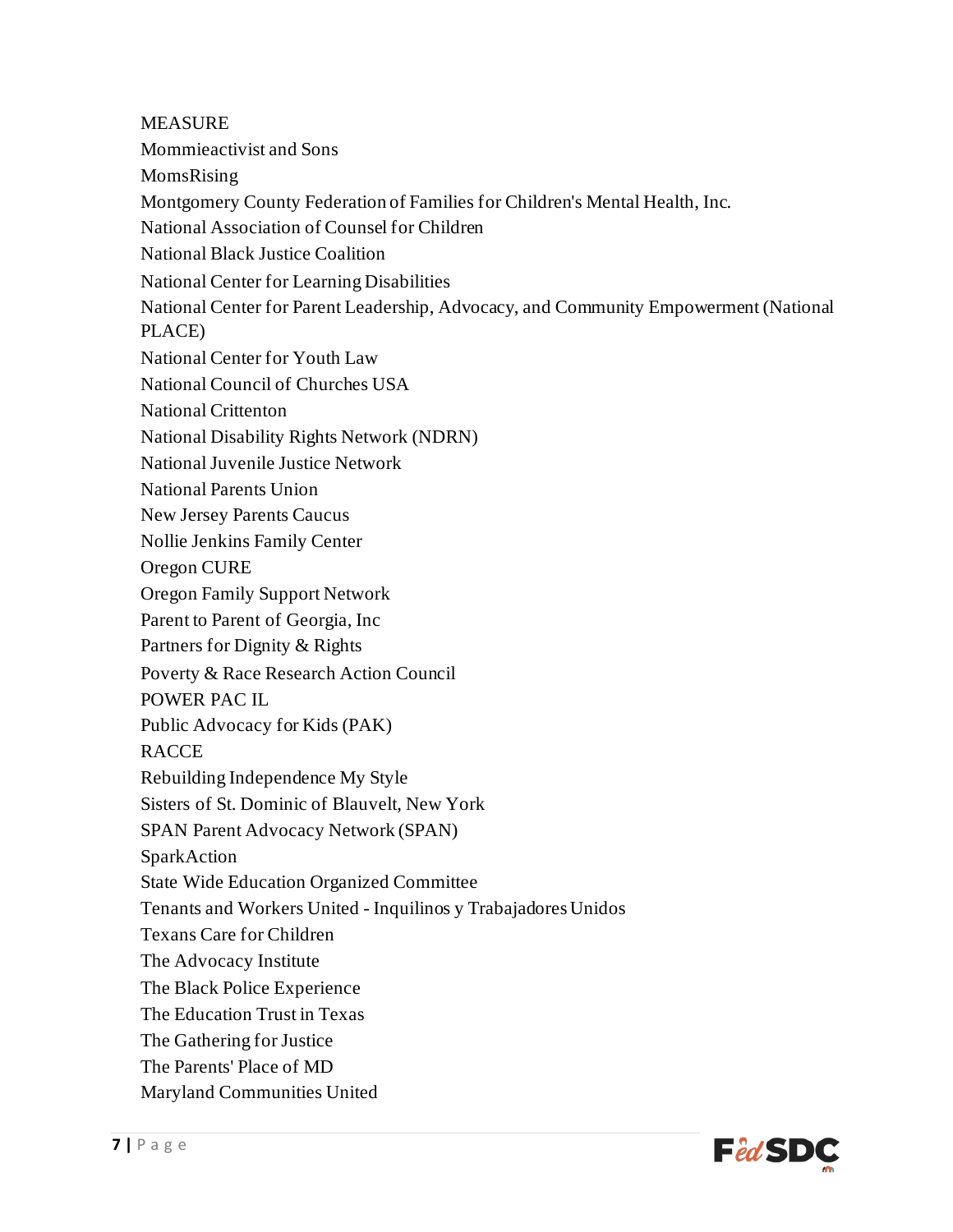MEASURE
Mommieactivist and Sons
MomsRising
Montgomery County Federation of Families for Children's Mental Health, Inc.
National Association of Counsel for Children
National Black Justice Coalition
National Center for Learning Disabilities
National Center for Parent Leadership, Advocacy, and Community Empowerment (National PLACE)
National Center for Youth Law
National Council of Churches USA
National Crittenton
National Disability Rights Network (NDRN)
National Juvenile Justice Network
National Parents Union
New Jersey Parents Caucus
Nollie Jenkins Family Center
Oregon CURE
Oregon Family Support Network
Parent to Parent of Georgia, Inc
Partners for Dignity & Rights
Poverty & Race Research Action Council
POWER PAC IL
Public Advocacy for Kids (PAK)
RACCE
Rebuilding Independence My Style
Sisters of St. Dominic of Blauvelt, New York
SPAN Parent Advocacy Network (SPAN)
SparkAction
State Wide Education Organized Committee
Tenants and Workers United - Inquilinos y Trabajadores Unidos
Texans Care for Children
The Advocacy Institute
The Black Police Experience
The Education Trust in Texas
The Gathering for Justice
The Parents' Place of MD
Maryland Communities United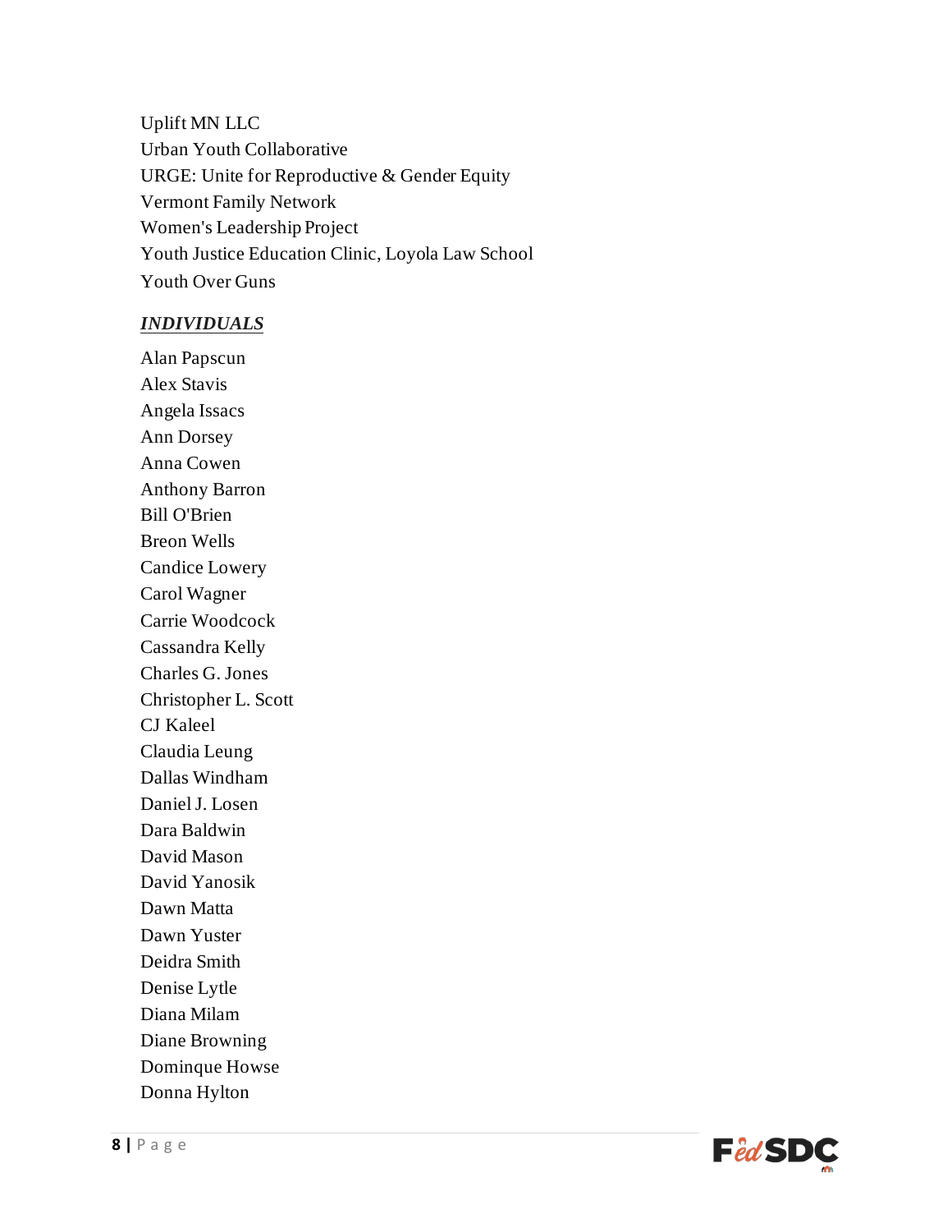Uplift MN LLC
Urban Youth Collaborative
URGE: Unite for Reproductive & Gender Equity
Vermont Family Network
Women's Leadership Project
Youth Justice Education Clinic, Loyola Law School
Youth Over Guns

***<u>INDIVIDUALS</u>***

Alan Papscun
Alex Stavis
Angela Issacs
Ann Dorsey
Anna Cowen
Anthony Barron
Bill O'Brien
Breon Wells
Candice Lowery
Carol Wagner
Carrie Woodcock
Cassandra Kelly
Charles G. Jones
Christopher L. Scott
CJ Kaleel
Claudia Leung
Dallas Windham
Daniel J. Losen
Dara Baldwin
David Mason
David Yanosik
Dawn Matta
Dawn Yuster
Deidra Smith
Denise Lytle
Diana Milam
Diane Browning
Dominque Howse
Donna Hylton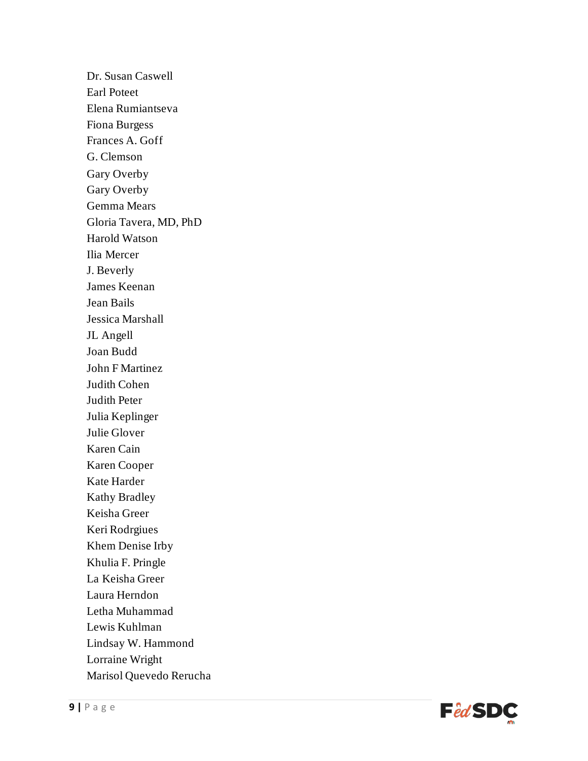Dr. Susan Caswell
Earl Poteet
Elena Rumiantseva
Fiona Burgess
Frances A. Goff
G. Clemson
Gary Overby
Gary Overby
Gemma Mears
Gloria Tavera, MD, PhD
Harold Watson
Ilia Mercer
J. Beverly
James Keenan
Jean Bails
Jessica Marshall
JL Angell
Joan Budd
John F Martinez
Judith Cohen
Judith Peter
Julia Keplinger
Julie Glover
Karen Cain
Karen Cooper
Kate Harder
Kathy Bradley
Keisha Greer
Keri Rodrgiues
Khem Denise Irby
Khulia F. Pringle
La Keisha Greer
Laura Herndon
Letha Muhammad
Lewis Kuhlman
Lindsay W. Hammond
Lorraine Wright
Marisol Quevedo Rerucha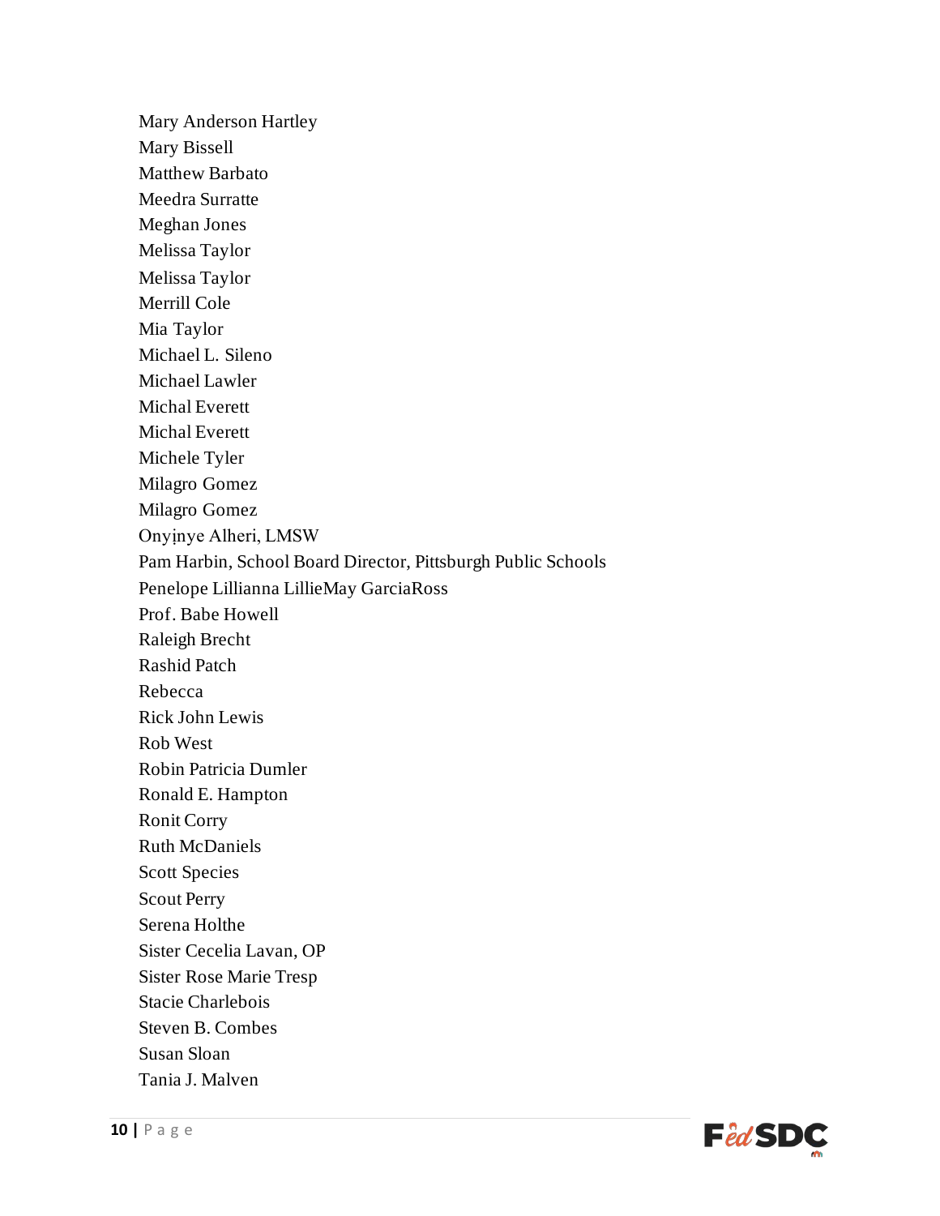Mary Anderson Hartley
Mary Bissell
Matthew Barbato
Meedra Surratte
Meghan Jones
Melissa Taylor
Melissa Taylor
Merrill Cole
Mia Taylor
Michael L. Sileno
Michael Lawler
Michal Everett
Michal Everett
Michele Tyler
Milagro Gomez
Milagro Gomez
Onyịnye Alheri, LMSW
Pam Harbin, School Board Director, Pittsburgh Public Schools
Penelope Lillianna LillieMay GarciaRoss
Prof. Babe Howell
Raleigh Brecht
Rashid Patch
Rebecca
Rick John Lewis
Rob West
Robin Patricia Dumler
Ronald E. Hampton
Ronit Corry
Ruth McDaniels
Scott Species
Scout Perry
Serena Holthe
Sister Cecelia Lavan, OP
Sister Rose Marie Tresp
Stacie Charlebois
Steven B. Combes
Susan Sloan
Tania J. Malven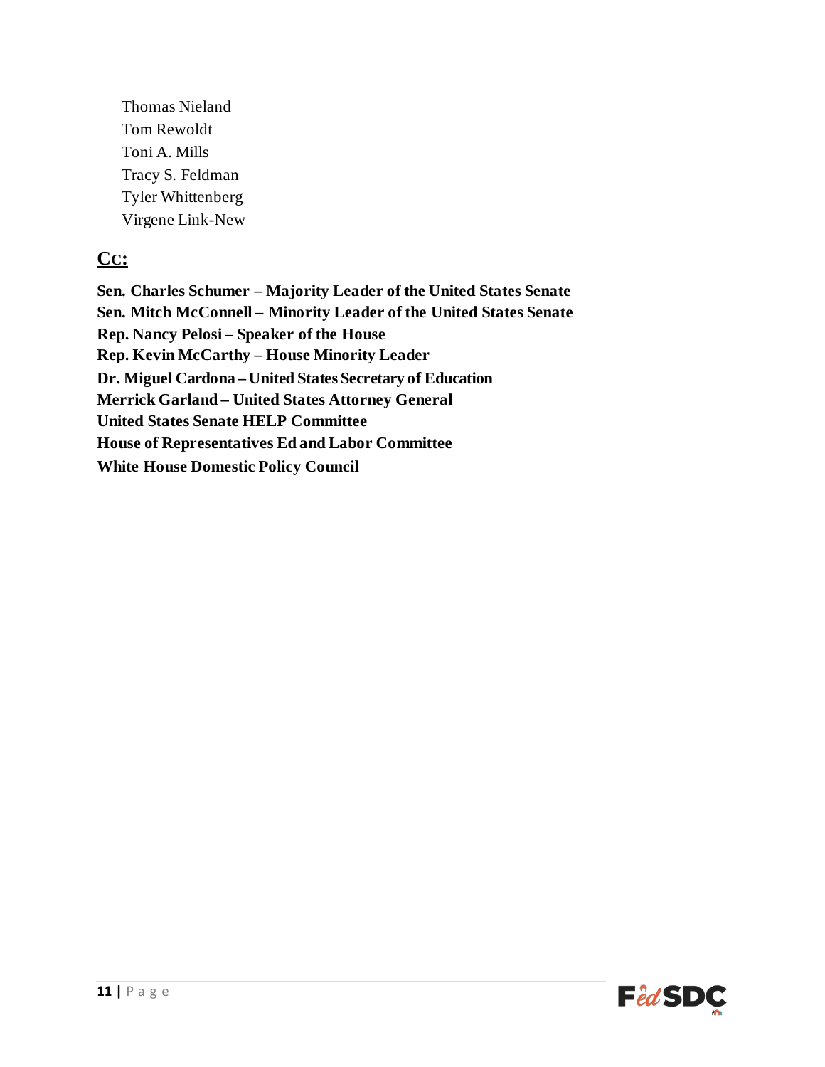Thomas Nieland
Tom Rewoldt
Toni A. Mills
Tracy S. Feldman
Tyler Whittenberg
Virgene Link-New

**Cc:**

**Sen. Charles Schumer – Majority Leader of the United States Senate**
**Sen. Mitch McConnell – Minority Leader of the United States Senate**
**Rep. Nancy Pelosi – Speaker of the House**
**Rep. Kevin McCarthy – House Minority Leader**
**Dr. Miguel Cardona – United States Secretary of Education**
**Merrick Garland – United States Attorney General**
**United States Senate HELP Committee**
**House of Representatives Ed and Labor Committee**
**White House Domestic Policy Council**